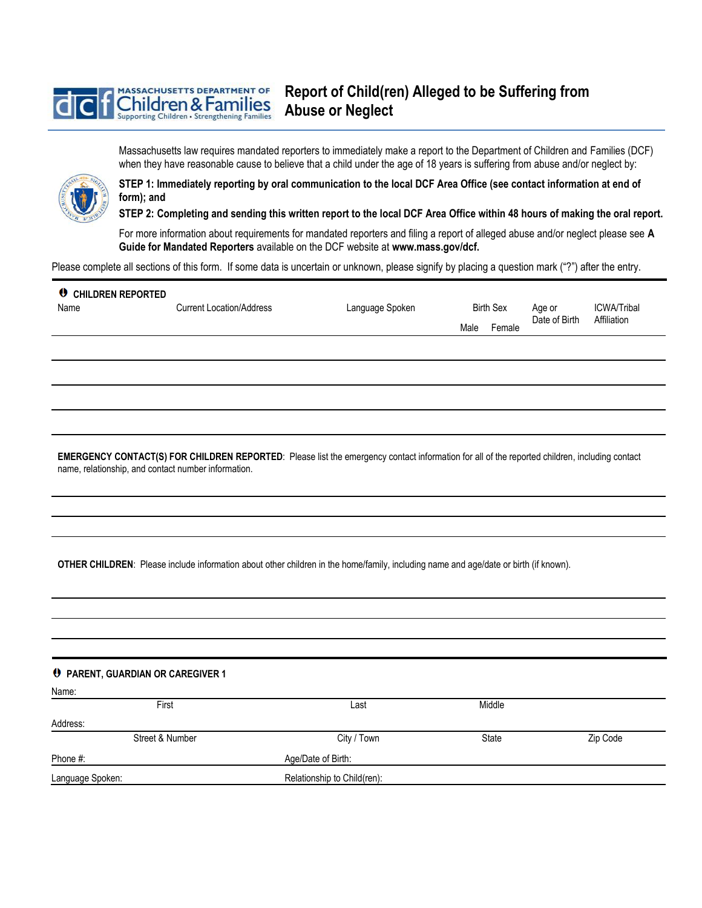MASSACHUSETTS DEPARTMENT OF **Children & Families** — Supporting Children • Strengthening Families

# Report of Child(ren) Alleged to be Suffering from Abuse or Neglect

Massachusetts law requires mandated reporters to immediately make a report to the Department of Children and Families (DCF) when they have reasonable cause to believe that a child under the age of 18 years is suffering from abuse and/or neglect by:

**STEP 1: Immediately reporting by oral communication to the local DCF Area Office (see contact information at end of form); and**

**STEP 2: Completing and sending this written report to the local DCF Area Office within 48 hours of making the oral report.**

For more information about requirements for mandated reporters and filing a report of alleged abuse and/or neglect please see **A Guide for Mandated Reporters** available on the DCF website at **www.mass.gov/dcf.**

Please complete all sections of this form. If some data is uncertain or unknown, please signify by placing a question mark ("?") after the entry.

## CHILDREN REPORTED

| Name | Current Location/Address | Language Spoken | Birth Sex: Male | Birth Sex: Female | Age or Date of Birth | ICWA/Tribal Affiliation |
|---|---|---|---|---|---|---|
| | | | | | | |
| | | | | | | |
| | | | | | | |
| | | | | | | |

**EMERGENCY CONTACT(S) FOR CHILDREN REPORTED**: Please list the emergency contact information for all of the reported children, including contact name, relationship, and contact number information.

**OTHER CHILDREN**: Please include information about other children in the home/family, including name and age/date or birth (if known).

## PARENT, GUARDIAN OR CAREGIVER 1

Name:

| First | Last | Middle |
|---|---|---|
| | | |

Address:

| Street & Number | City / Town | State | Zip Code |
|---|---|---|---|
| | | | |

Phone #: Age/Date of Birth:

Language Spoken: Relationship to Child(ren):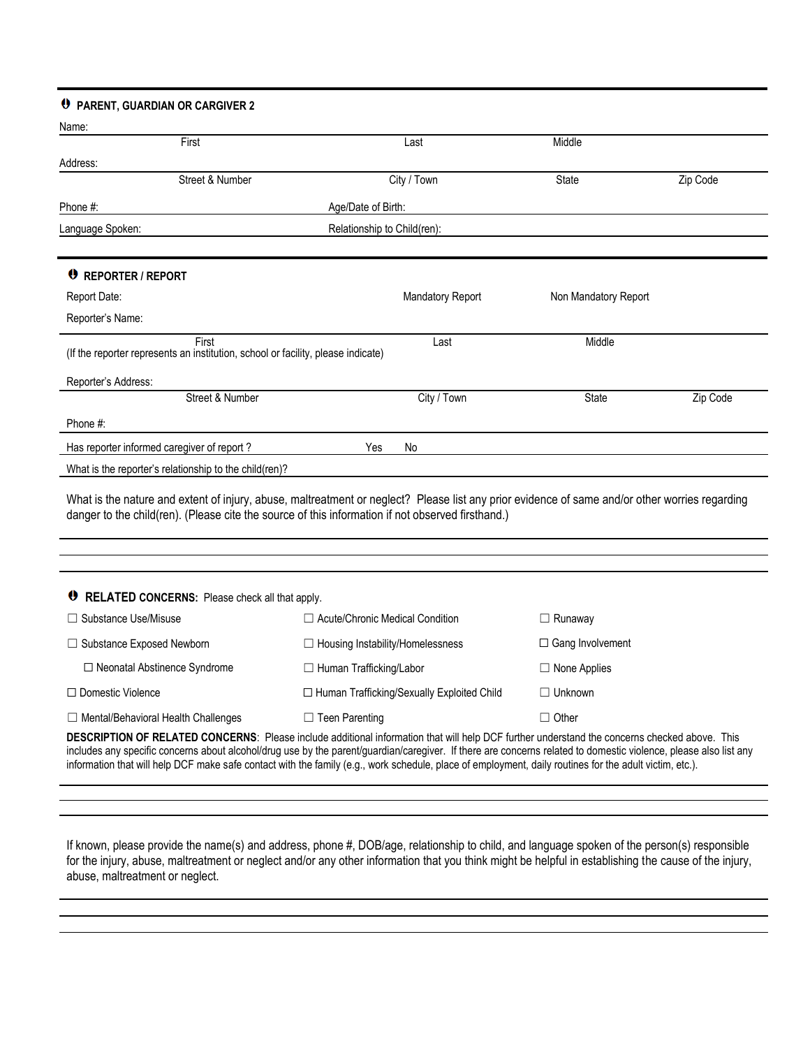## PARENT, GUARDIAN OR CARGIVER 2

Name: ______________________________________________

First | Last | Middle

Address: ______________________________________________

Street & Number | City / Town | State | Zip Code

Phone #: ____________________ Age/Date of Birth: ____________________

Language Spoken: ____________________ Relationship to Child(ren): ____________________

## REPORTER / REPORT

Report Date: ____________________ Mandatory Report ____ Non Mandatory Report ____

Reporter's Name: ______________________________________________

First | Last | Middle

(If the reporter represents an institution, school or facility, please indicate)

Reporter's Address: ______________________________________________

Street & Number | City / Town | State | Zip Code

Phone #: ____________________

Has reporter informed caregiver of report ? Yes ____ No ____

What is the reporter's relationship to the child(ren)? ____________________

What is the nature and extent of injury, abuse, maltreatment or neglect? Please list any prior evidence of same and/or other worries regarding danger to the child(ren). (Please cite the source of this information if not observed firsthand.)

______________________________________________

______________________________________________

______________________________________________

## RELATED CONCERNS: Please check all that apply.

| | | |
|---|---|---|
| ☐ Substance Use/Misuse | ☐ Acute/Chronic Medical Condition | ☐ Runaway |
| ☐ Substance Exposed Newborn | ☐ Housing Instability/Homelessness | ☐ Gang Involvement |
| ☐ Neonatal Abstinence Syndrome | ☐ Human Trafficking/Labor | ☐ None Applies |
| ☐ Domestic Violence | ☐ Human Trafficking/Sexually Exploited Child | ☐ Unknown |
| ☐ Mental/Behavioral Health Challenges | ☐ Teen Parenting | ☐ Other |

**DESCRIPTION OF RELATED CONCERNS**: Please include additional information that will help DCF further understand the concerns checked above. This includes any specific concerns about alcohol/drug use by the parent/guardian/caregiver. If there are concerns related to domestic violence, please also list any information that will help DCF make safe contact with the family (e.g., work schedule, place of employment, daily routines for the adult victim, etc.).

______________________________________________

______________________________________________

______________________________________________

If known, please provide the name(s) and address, phone #, DOB/age, relationship to child, and language spoken of the person(s) responsible for the injury, abuse, maltreatment or neglect and/or any other information that you think might be helpful in establishing the cause of the injury, abuse, maltreatment or neglect.

______________________________________________

______________________________________________

______________________________________________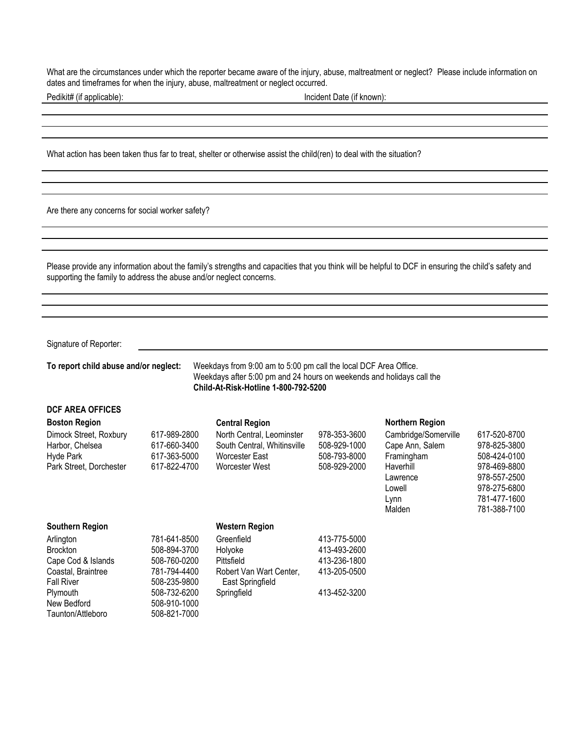What are the circumstances under which the reporter became aware of the injury, abuse, maltreatment or neglect? Please include information on dates and timeframes for when the injury, abuse, maltreatment or neglect occurred.

Pedikit# (if applicable): ____________________ Incident Date (if known): ____________________

What action has been taken thus far to treat, shelter or otherwise assist the child(ren) to deal with the situation?

Are there any concerns for social worker safety?

Please provide any information about the family's strengths and capacities that you think will be helpful to DCF in ensuring the child's safety and supporting the family to address the abuse and/or neglect concerns.

Signature of Reporter: ____________________

**To report child abuse and/or neglect:** Weekdays from 9:00 am to 5:00 pm call the local DCF Area Office. Weekdays after 5:00 pm and 24 hours on weekends and holidays call the **Child-At-Risk-Hotline 1-800-792-5200**

**DCF AREA OFFICES**

**Boston Region**

| | |
|---|---|
| Dimock Street, Roxbury | 617-989-2800 |
| Harbor, Chelsea | 617-660-3400 |
| Hyde Park | 617-363-5000 |
| Park Street, Dorchester | 617-822-4700 |

**Central Region**

| | |
|---|---|
| North Central, Leominster | 978-353-3600 |
| South Central, Whitinsville | 508-929-1000 |
| Worcester East | 508-793-8000 |
| Worcester West | 508-929-2000 |

**Northern Region**

| | |
|---|---|
| Cambridge/Somerville | 617-520-8700 |
| Cape Ann, Salem | 978-825-3800 |
| Framingham | 508-424-0100 |
| Haverhill | 978-469-8800 |
| Lawrence | 978-557-2500 |
| Lowell | 978-275-6800 |
| Lynn | 781-477-1600 |
| Malden | 781-388-7100 |

**Southern Region**

| | |
|---|---|
| Arlington | 781-641-8500 |
| Brockton | 508-894-3700 |
| Cape Cod & Islands | 508-760-0200 |
| Coastal, Braintree | 781-794-4400 |
| Fall River | 508-235-9800 |
| Plymouth | 508-732-6200 |
| New Bedford | 508-910-1000 |
| Taunton/Attleboro | 508-821-7000 |

**Western Region**

| | |
|---|---|
| Greenfield | 413-775-5000 |
| Holyoke | 413-493-2600 |
| Pittsfield | 413-236-1800 |
| Robert Van Wart Center, East Springfield | 413-205-0500 |
| Springfield | 413-452-3200 |